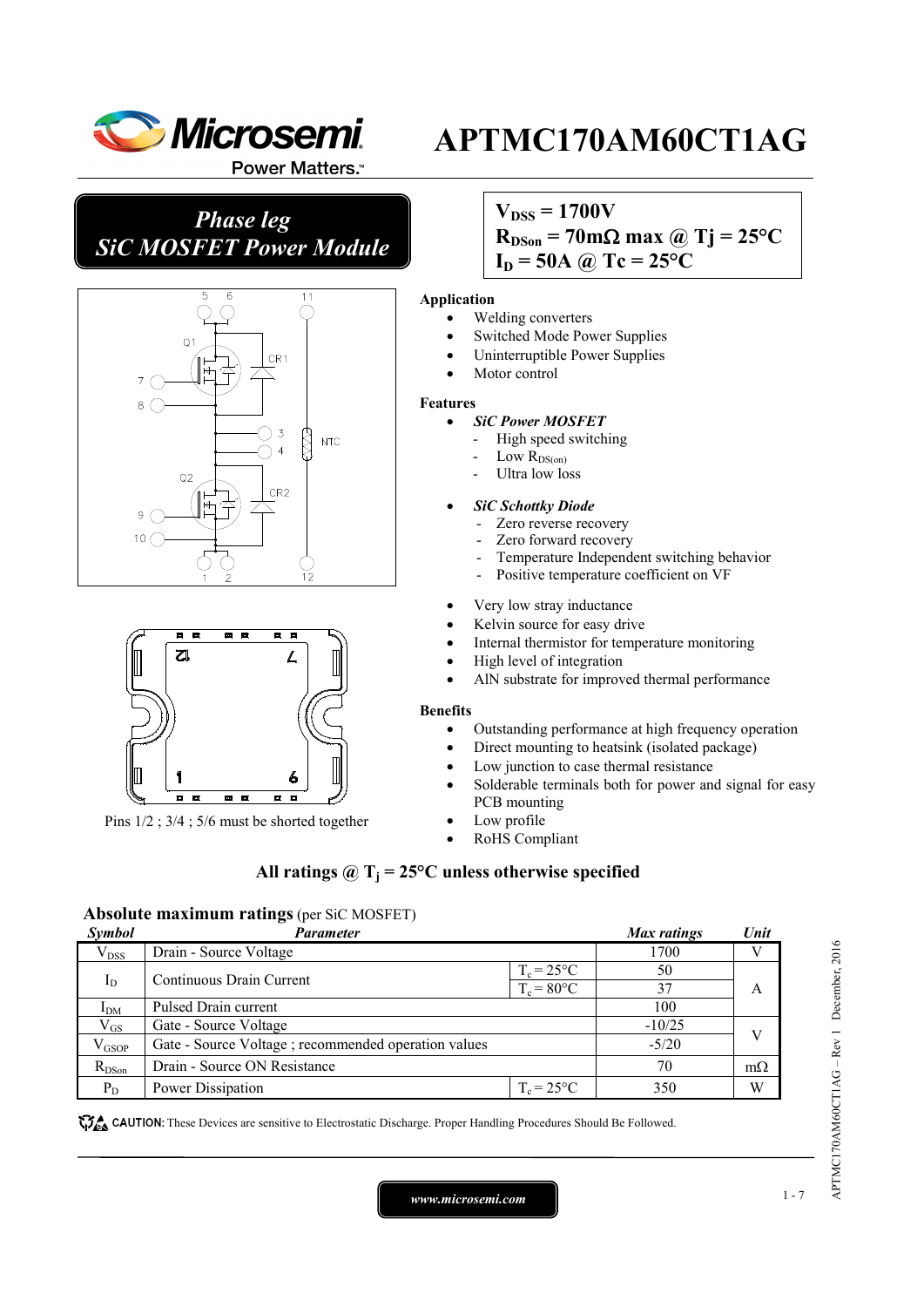# APTMC170AM60CT1AG

## *Phase leg SiC MOSFET Power Module*

$V_{DSS}$ = 1700V
$R_{DSon}$ = 70mΩ max @ Tj = 25°C
$I_D$ = 50A @ Tc = 25°C

Pins 1/2 ; 3/4 ; 5/6 must be shorted together

**Application**

- Welding converters
- Switched Mode Power Supplies
- Uninterruptible Power Supplies
- Motor control

**Features**

- ***SiC Power MOSFET***
  - High speed switching
  - Low $R_{DS(on)}$
  - Ultra low loss
- ***SiC Schottky Diode***
  - Zero reverse recovery
  - Zero forward recovery
  - Temperature Independent switching behavior
  - Positive temperature coefficient on VF
- Very low stray inductance
- Kelvin source for easy drive
- Internal thermistor for temperature monitoring
- High level of integration
- AlN substrate for improved thermal performance

**Benefits**

- Outstanding performance at high frequency operation
- Direct mounting to heatsink (isolated package)
- Low junction to case thermal resistance
- Solderable terminals both for power and signal for easy PCB mounting
- Low profile
- RoHS Compliant

**All ratings @ $T_j$ = 25°C unless otherwise specified**

**Absolute maximum ratings** (per SiC MOSFET)

| *Symbol* | *Parameter* | | *Max ratings* | *Unit* |
|---|---|---|---|---|
| $V_{DSS}$ | Drain - Source Voltage | | 1700 | V |
| $I_D$ | Continuous Drain Current | $T_c$ = 25°C | 50 | A |
| | | $T_c$ = 80°C | 37 | |
| $I_{DM}$ | Pulsed Drain current | | 100 | |
| $V_{GS}$ | Gate - Source Voltage | | -10/25 | V |
| $V_{GSOP}$ | Gate - Source Voltage ; recommended operation values | | -5/20 | |
| $R_{DSon}$ | Drain - Source ON Resistance | | 70 | mΩ |
| $P_D$ | Power Dissipation | $T_c$ = 25°C | 350 | W |

**CAUTION:** These Devices are sensitive to Electrostatic Discharge. Proper Handling Procedures Should Be Followed.

*www.microsemi.com*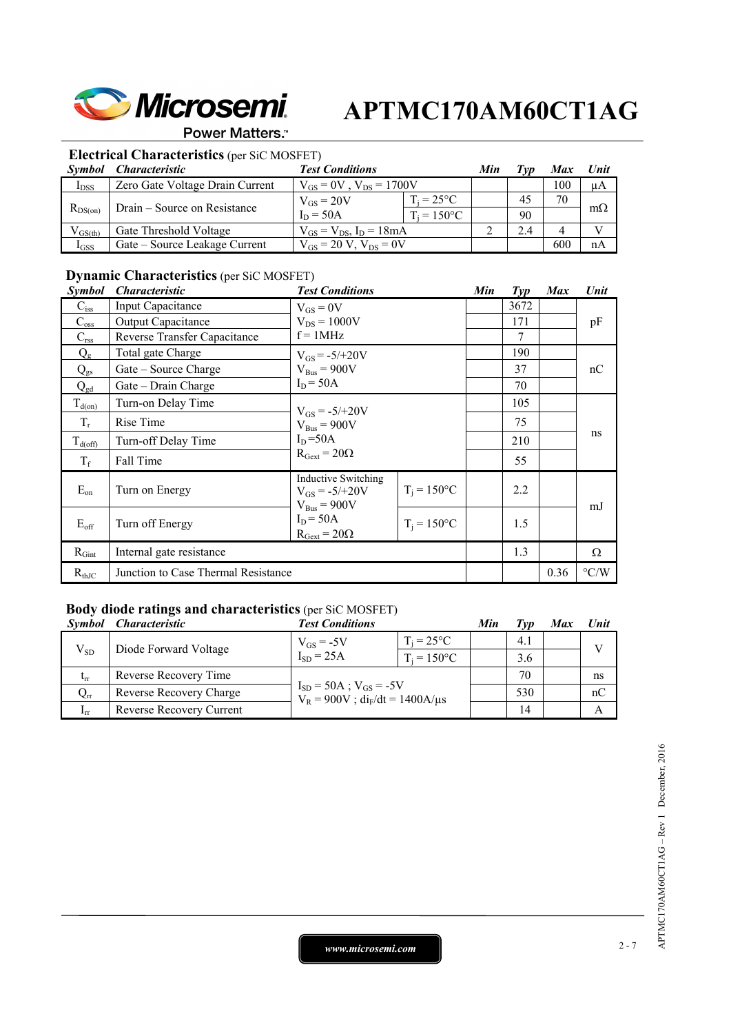## Electrical Characteristics (per SiC MOSFET)

| *Symbol* | *Characteristic* | *Test Conditions* | | *Min* | *Typ* | *Max* | *Unit* |
|---|---|---|---|---|---|---|---|
| $I_{DSS}$ | Zero Gate Voltage Drain Current | $V_{GS} = 0V$ , $V_{DS} = 1700V$ | | | | 100 | µA |
| $R_{DS(on)}$ | Drain – Source on Resistance | $V_{GS} = 20V$<br>$I_D = 50A$ | $T_j = 25°C$ | | 45 | 70 | mΩ |
| | | | $T_j = 150°C$ | | 90 | | |
| $V_{GS(th)}$ | Gate Threshold Voltage | $V_{GS} = V_{DS}$, $I_D = 18mA$ | | 2 | 2.4 | 4 | V |
| $I_{GSS}$ | Gate – Source Leakage Current | $V_{GS} = 20$ V, $V_{DS} = 0V$ | | | | 600 | nA |

## Dynamic Characteristics (per SiC MOSFET)

| *Symbol* | *Characteristic* | *Test Conditions* | | *Min* | *Typ* | *Max* | *Unit* |
|---|---|---|---|---|---|---|---|
| $C_{iss}$ | Input Capacitance | $V_{GS} = 0V$<br>$V_{DS} = 1000V$<br>f = 1MHz | | | 3672 | | pF |
| $C_{oss}$ | Output Capacitance | | | | 171 | | |
| $C_{rss}$ | Reverse Transfer Capacitance | | | | 7 | | |
| $Q_g$ | Total gate Charge | $V_{GS} = -5/+20V$<br>$V_{Bus} = 900V$<br>$I_D = 50A$ | | | 190 | | nC |
| $Q_{gs}$ | Gate – Source Charge | | | | 37 | | |
| $Q_{gd}$ | Gate – Drain Charge | | | | 70 | | |
| $T_{d(on)}$ | Turn-on Delay Time | $V_{GS} = -5/+20V$<br>$V_{Bus} = 900V$<br>$I_D = 50A$<br>$R_{Gext} = 20Ω$ | | | 105 | | ns |
| $T_r$ | Rise Time | | | | 75 | | |
| $T_{d(off)}$ | Turn-off Delay Time | | | | 210 | | |
| $T_f$ | Fall Time | | | | 55 | | |
| $E_{on}$ | Turn on Energy | Inductive Switching<br>$V_{GS} = -5/+20V$<br>$V_{Bus} = 900V$<br>$I_D = 50A$<br>$R_{Gext} = 20Ω$ | $T_j = 150°C$ | | 2.2 | | mJ |
| $E_{off}$ | Turn off Energy | | $T_j = 150°C$ | | 1.5 | | |
| $R_{Gint}$ | Internal gate resistance | | | | 1.3 | | Ω |
| $R_{thJC}$ | Junction to Case Thermal Resistance | | | | | 0.36 | °C/W |

## Body diode ratings and characteristics (per SiC MOSFET)

| *Symbol* | *Characteristic* | *Test Conditions* | | *Min* | *Typ* | *Max* | *Unit* |
|---|---|---|---|---|---|---|---|
| $V_{SD}$ | Diode Forward Voltage | $V_{GS} = -5V$<br>$I_{SD} = 25A$ | $T_j = 25°C$ | | 4.1 | | V |
| | | | $T_j = 150°C$ | | 3.6 | | |
| $t_{rr}$ | Reverse Recovery Time | $I_{SD} = 50A$ ; $V_{GS} = -5V$<br>$V_R = 900V$ ; $di_F/dt = 1400A/µs$ | | | 70 | | ns |
| $Q_{rr}$ | Reverse Recovery Charge | | | | 530 | | nC |
| $I_{rr}$ | Reverse Recovery Current | | | | 14 | | A |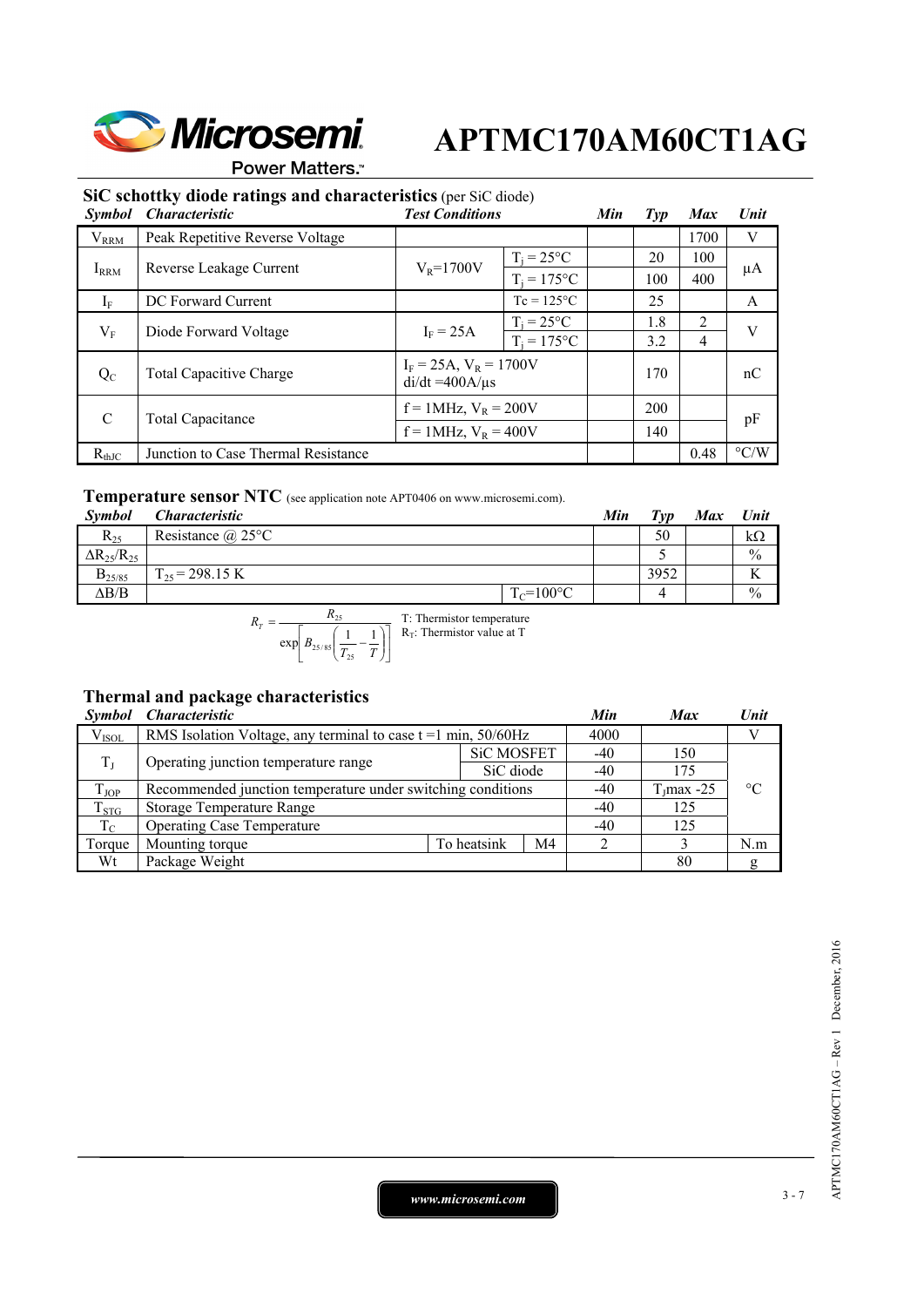## SiC schottky diode ratings and characteristics (per SiC diode)

| Symbol | Characteristic | Test Conditions | | Min | Typ | Max | Unit |
|---|---|---|---|---|---|---|---|
| $V_{RRM}$ | Peak Repetitive Reverse Voltage | | | | | 1700 | V |
| $I_{RRM}$ | Reverse Leakage Current | $V_R$=1700V | $T_j$ = 25°C | | 20 | 100 | µA |
| | | | $T_j$ = 175°C | | 100 | 400 | |
| $I_F$ | DC Forward Current | | Tc = 125°C | | 25 | | A |
| $V_F$ | Diode Forward Voltage | $I_F$ = 25A | $T_j$ = 25°C | | 1.8 | 2 | V |
| | | | $T_j$ = 175°C | | 3.2 | 4 | |
| $Q_C$ | Total Capacitive Charge | $I_F$ = 25A, $V_R$ = 1700V di/dt =400A/µs | | | 170 | | nC |
| C | Total Capacitance | f = 1MHz, $V_R$ = 200V | | | 200 | | pF |
| | | f = 1MHz, $V_R$ = 400V | | | 140 | | |
| $R_{thJC}$ | Junction to Case Thermal Resistance | | | | | 0.48 | °C/W |

## Temperature sensor NTC (see application note APT0406 on www.microsemi.com).

| Symbol | Characteristic | | Min | Typ | Max | Unit |
|---|---|---|---|---|---|---|
| $R_{25}$ | Resistance @ 25°C | | | 50 | | kΩ |
| $\Delta R_{25}/R_{25}$ | | | | 5 | | % |
| $B_{25/85}$ | $T_{25}$ = 298.15 K | | | 3952 | | K |
| ΔB/B | | $T_C$=100°C | | 4 | | % |

$$R_T = \frac{R_{25}}{\exp\left[B_{25/85}\left(\frac{1}{T_{25}} - \frac{1}{T}\right)\right]}$$

T: Thermistor temperature
$R_T$: Thermistor value at T

## Thermal and package characteristics

| Symbol | Characteristic | | | Min | Max | Unit |
|---|---|---|---|---|---|---|
| $V_{ISOL}$ | RMS Isolation Voltage, any terminal to case t =1 min, 50/60Hz | | | 4000 | | V |
| $T_J$ | Operating junction temperature range | | SiC MOSFET | -40 | 150 | °C |
| | | | SiC diode | -40 | 175 | |
| $T_{JOP}$ | Recommended junction temperature under switching conditions | | | -40 | $T_J$max -25 | |
| $T_{STG}$ | Storage Temperature Range | | | -40 | 125 | |
| $T_C$ | Operating Case Temperature | | | -40 | 125 | |
| Torque | Mounting torque | To heatsink | M4 | 2 | 3 | N.m |
| Wt | Package Weight | | | | 80 | g |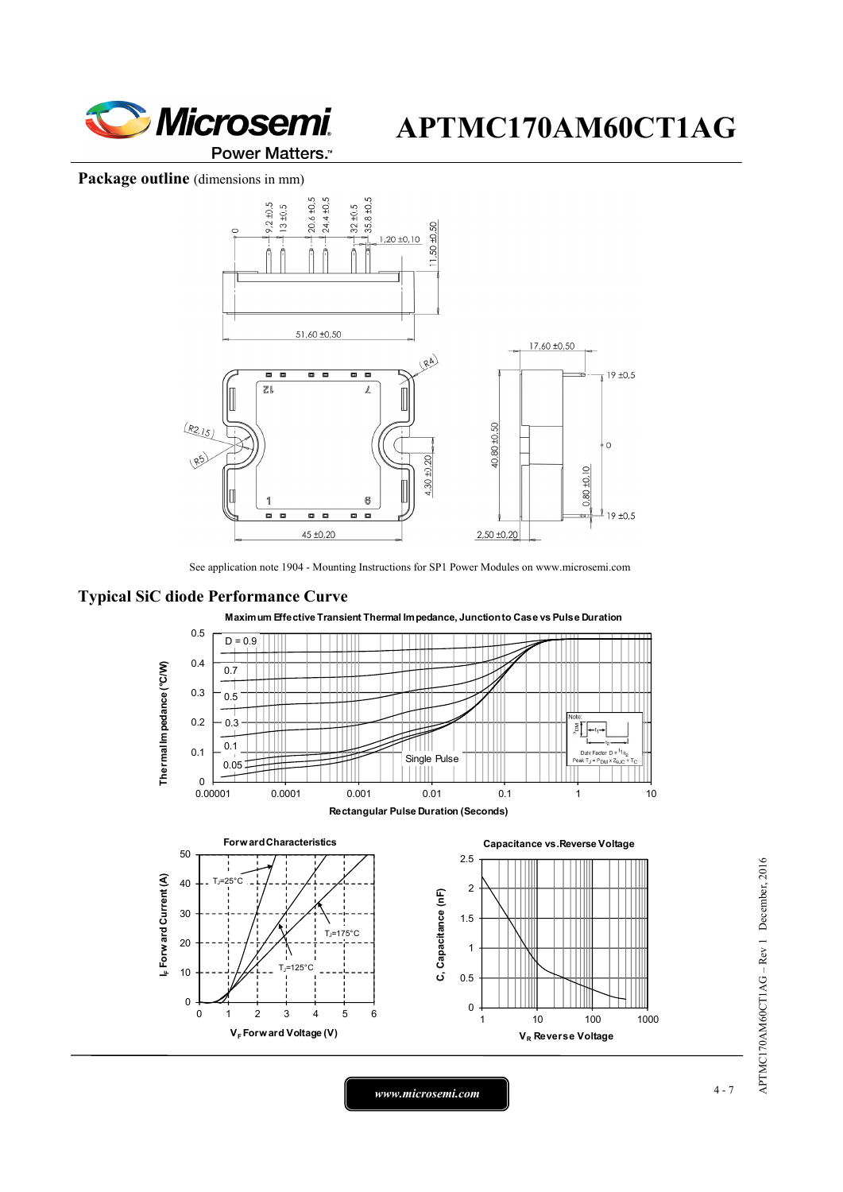## Package outline (dimensions in mm)

See application note 1904 - Mounting Instructions for SP1 Power Modules on www.microsemi.com

## Typical SiC diode Performance Curve

**Maximum Effective Transient Thermal Impedance, Junction to Case vs Pulse Duration**

**Forward Characteristics**

**Capacitance vs.Reverse Voltage**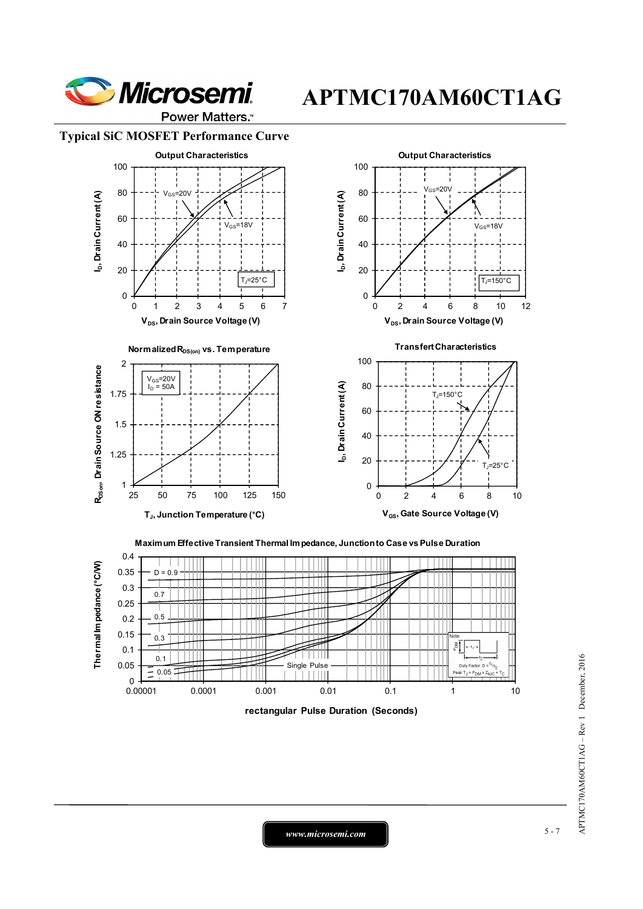## Typical SiC MOSFET Performance Curve

**Output Characteristics**

$V_{GS}$=20V, $V_{GS}$=18V, $T_J$=25°C

$I_D$, Drain Current (A) vs. $V_{DS}$, Drain Source Voltage (V)

**Output Characteristics**

$V_{GS}$=20V, $V_{GS}$=18V, $T_J$=150°C

$I_D$, Drain Current (A) vs. $V_{DS}$, Drain Source Voltage (V)

**Normalized $R_{DS(on)}$ vs. Temperature**

$V_{GS}$=20V, $I_D$ = 50A

$R_{DSon}$ Drain Source ON resistance vs. $T_J$, Junction Temperature (°C)

**Transfert Characteristics**

$T_J$=150°C, $T_J$=25°C

$I_D$, Drain Current (A) vs. $V_{GS}$, Gate Source Voltage (V)

**Maximum Effective Transient Thermal Impedance, Junction to Case vs Pulse Duration**

D = 0.9, 0.7, 0.5, 0.3, 0.1, 0.05, Single Pulse

Note: Duty Factor $D = t_1/t_2$; Peak $T_J = P_{DM} \times Z_{thJC} + T_C$

Thermal Impedance (°C/W) vs. rectangular Pulse Duration (Seconds)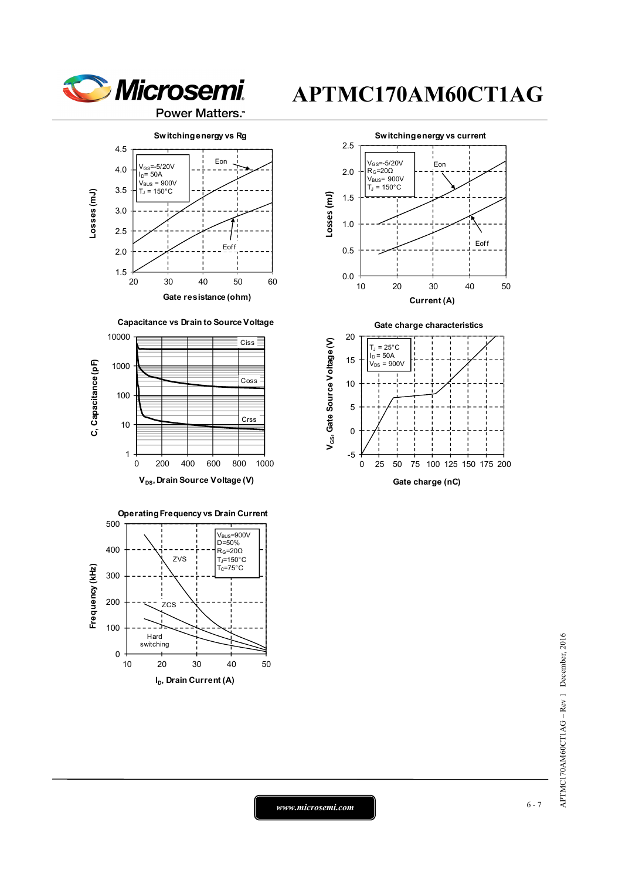# APTMC170AM60CT1AG

### Switching energy vs Rg

$V_{GS}$=-5/20V
$I_D$= 50A
$V_{BUS}$ = 900V
$T_J$ = 150°C

Eon, Eoff

Losses (mJ) vs Gate resistance (ohm)

### Switching energy vs current

$V_{GS}$=-5/20V
$R_G$=20Ω
$V_{BUS}$= 900V
$T_J$ = 150°C

Eon, Eoff

Losses (mJ) vs Current (A)

### Capacitance vs Drain to Source Voltage

Ciss, Coss, Crss

C, Capacitance (pF) vs $V_{DS}$, Drain Source Voltage (V)

### Gate charge characteristics

$T_J$ = 25°C
$I_D$ = 50A
$V_{DS}$ = 900V

$V_{GS}$, Gate Source Voltage (V) vs Gate charge (nC)

### Operating Frequency vs Drain Current

$V_{BUS}$=900V
D=50%
$R_G$=20Ω
$T_J$=150°C
$T_C$=75°C

ZVS, ZCS, Hard switching

Frequency (kHz) vs $I_D$, Drain Current (A)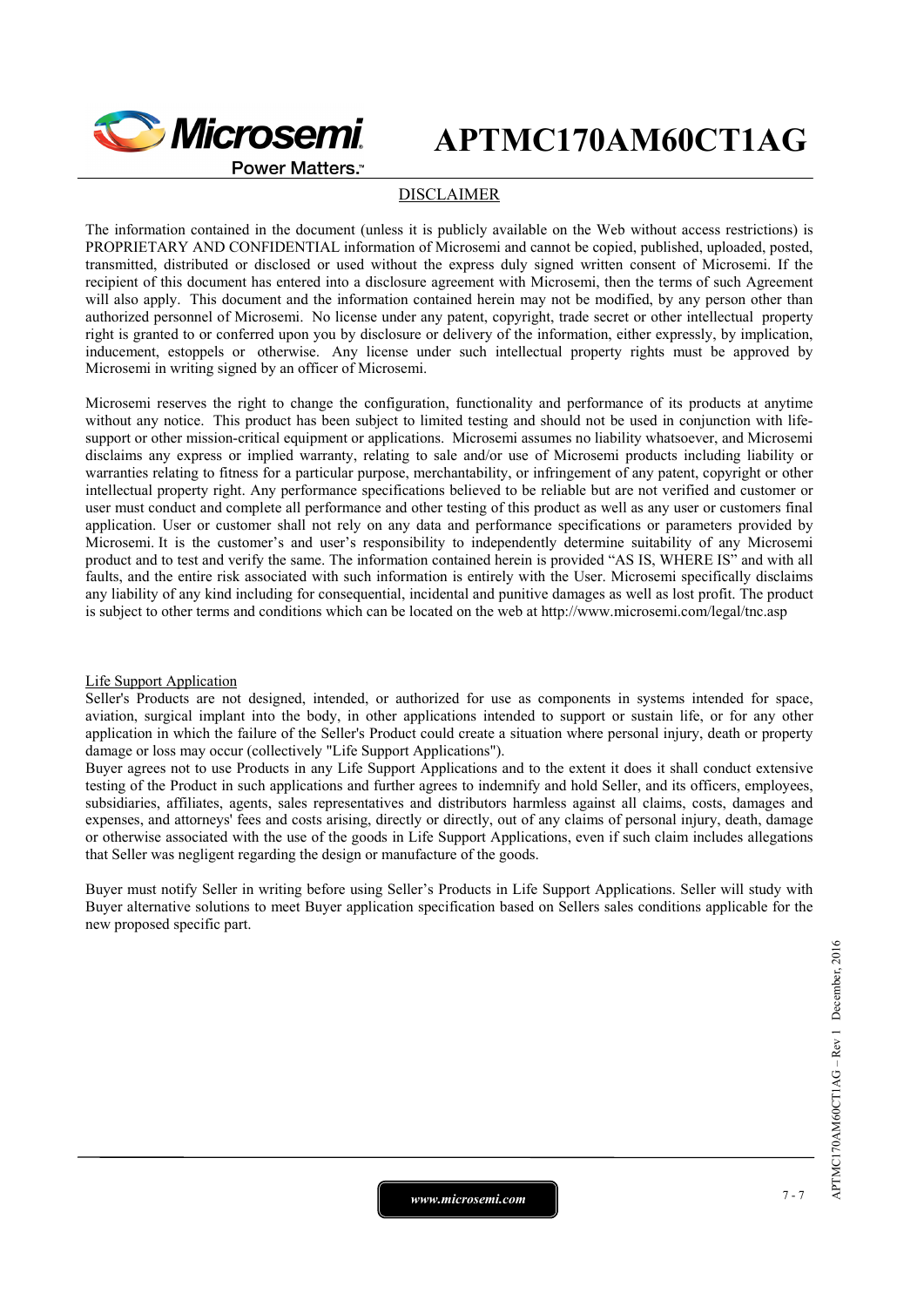## DISCLAIMER

The information contained in the document (unless it is publicly available on the Web without access restrictions) is PROPRIETARY AND CONFIDENTIAL information of Microsemi and cannot be copied, published, uploaded, posted, transmitted, distributed or disclosed or used without the express duly signed written consent of Microsemi. If the recipient of this document has entered into a disclosure agreement with Microsemi, then the terms of such Agreement will also apply. This document and the information contained herein may not be modified, by any person other than authorized personnel of Microsemi. No license under any patent, copyright, trade secret or other intellectual property right is granted to or conferred upon you by disclosure or delivery of the information, either expressly, by implication, inducement, estoppels or otherwise. Any license under such intellectual property rights must be approved by Microsemi in writing signed by an officer of Microsemi.

Microsemi reserves the right to change the configuration, functionality and performance of its products at anytime without any notice. This product has been subject to limited testing and should not be used in conjunction with life-support or other mission-critical equipment or applications. Microsemi assumes no liability whatsoever, and Microsemi disclaims any express or implied warranty, relating to sale and/or use of Microsemi products including liability or warranties relating to fitness for a particular purpose, merchantability, or infringement of any patent, copyright or other intellectual property right. Any performance specifications believed to be reliable but are not verified and customer or user must conduct and complete all performance and other testing of this product as well as any user or customers final application. User or customer shall not rely on any data and performance specifications or parameters provided by Microsemi. It is the customer's and user's responsibility to independently determine suitability of any Microsemi product and to test and verify the same. The information contained herein is provided "AS IS, WHERE IS" and with all faults, and the entire risk associated with such information is entirely with the User. Microsemi specifically disclaims any liability of any kind including for consequential, incidental and punitive damages as well as lost profit. The product is subject to other terms and conditions which can be located on the web at http://www.microsemi.com/legal/tnc.asp

### Life Support Application

Seller's Products are not designed, intended, or authorized for use as components in systems intended for space, aviation, surgical implant into the body, in other applications intended to support or sustain life, or for any other application in which the failure of the Seller's Product could create a situation where personal injury, death or property damage or loss may occur (collectively "Life Support Applications").

Buyer agrees not to use Products in any Life Support Applications and to the extent it does it shall conduct extensive testing of the Product in such applications and further agrees to indemnify and hold Seller, and its officers, employees, subsidiaries, affiliates, agents, sales representatives and distributors harmless against all claims, costs, damages and expenses, and attorneys' fees and costs arising, directly or directly, out of any claims of personal injury, death, damage or otherwise associated with the use of the goods in Life Support Applications, even if such claim includes allegations that Seller was negligent regarding the design or manufacture of the goods.

Buyer must notify Seller in writing before using Seller's Products in Life Support Applications. Seller will study with Buyer alternative solutions to meet Buyer application specification based on Sellers sales conditions applicable for the new proposed specific part.